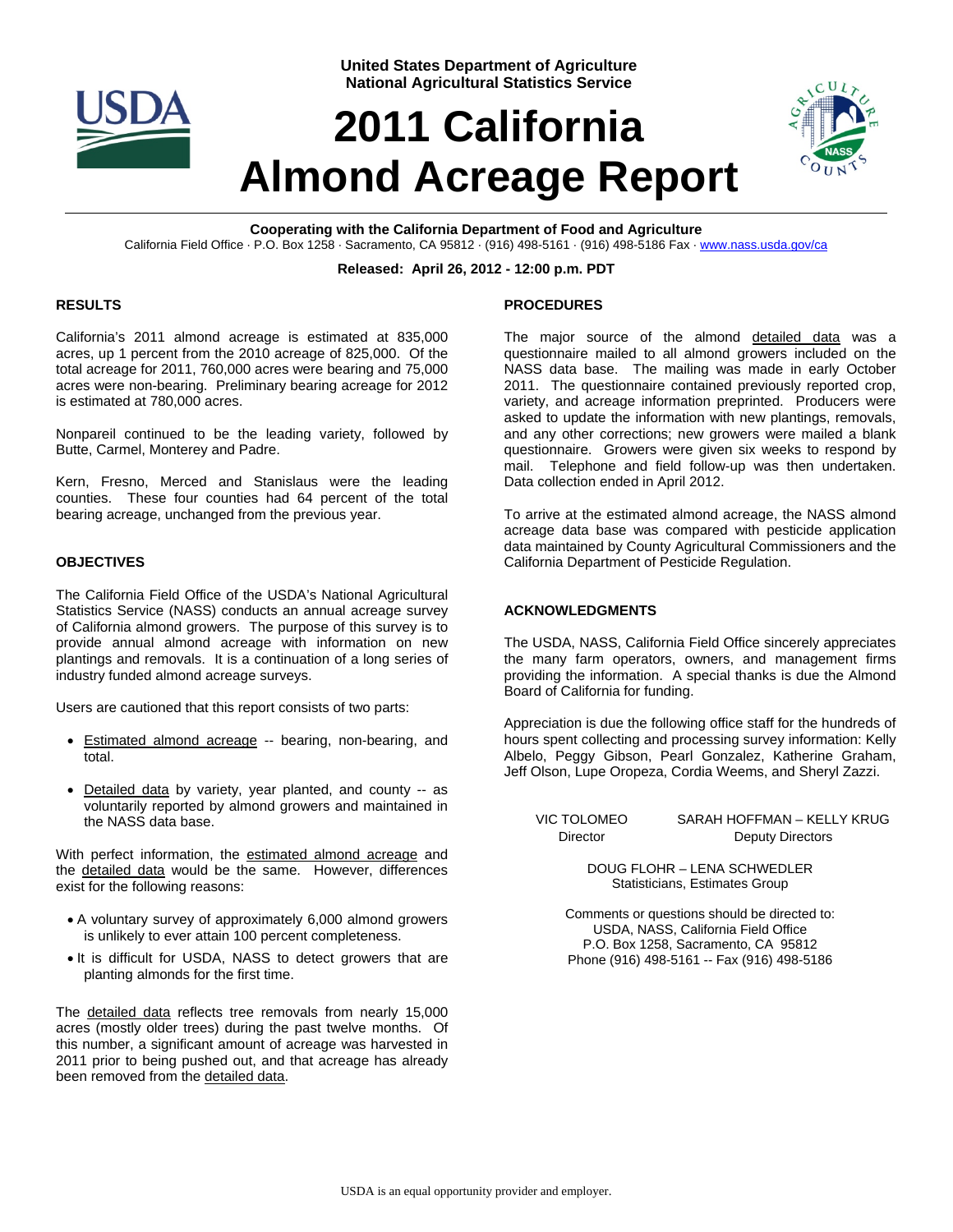United States Department of Agriculture
National Agricultural Statistics Service

# 2011 California Almond Acreage Report

**Cooperating with the California Department of Food and Agriculture**

California Field Office · P.O. Box 1258 · Sacramento, CA 95812 · (916) 498-5161 · (916) 498-5186 Fax · www.nass.usda.gov/ca

**Released: April 26, 2012 - 12:00 p.m. PDT**

## RESULTS

California's 2011 almond acreage is estimated at 835,000 acres, up 1 percent from the 2010 acreage of 825,000. Of the total acreage for 2011, 760,000 acres were bearing and 75,000 acres were non-bearing. Preliminary bearing acreage for 2012 is estimated at 780,000 acres.

Nonpareil continued to be the leading variety, followed by Butte, Carmel, Monterey and Padre.

Kern, Fresno, Merced and Stanislaus were the leading counties. These four counties had 64 percent of the total bearing acreage, unchanged from the previous year.

## OBJECTIVES

The California Field Office of the USDA's National Agricultural Statistics Service (NASS) conducts an annual acreage survey of California almond growers. The purpose of this survey is to provide annual almond acreage with information on new plantings and removals. It is a continuation of a long series of industry funded almond acreage surveys.

Users are cautioned that this report consists of two parts:

- Estimated almond acreage -- bearing, non-bearing, and total.
- Detailed data by variety, year planted, and county -- as voluntarily reported by almond growers and maintained in the NASS data base.

With perfect information, the estimated almond acreage and the detailed data would be the same. However, differences exist for the following reasons:

- A voluntary survey of approximately 6,000 almond growers is unlikely to ever attain 100 percent completeness.
- It is difficult for USDA, NASS to detect growers that are planting almonds for the first time.

The detailed data reflects tree removals from nearly 15,000 acres (mostly older trees) during the past twelve months. Of this number, a significant amount of acreage was harvested in 2011 prior to being pushed out, and that acreage has already been removed from the detailed data.

## PROCEDURES

The major source of the almond detailed data was a questionnaire mailed to all almond growers included on the NASS data base. The mailing was made in early October 2011. The questionnaire contained previously reported crop, variety, and acreage information preprinted. Producers were asked to update the information with new plantings, removals, and any other corrections; new growers were mailed a blank questionnaire. Growers were given six weeks to respond by mail. Telephone and field follow-up was then undertaken. Data collection ended in April 2012.

To arrive at the estimated almond acreage, the NASS almond acreage data base was compared with pesticide application data maintained by County Agricultural Commissioners and the California Department of Pesticide Regulation.

## ACKNOWLEDGMENTS

The USDA, NASS, California Field Office sincerely appreciates the many farm operators, owners, and management firms providing the information. A special thanks is due the Almond Board of California for funding.

Appreciation is due the following office staff for the hundreds of hours spent collecting and processing survey information: Kelly Albelo, Peggy Gibson, Pearl Gonzalez, Katherine Graham, Jeff Olson, Lupe Oropeza, Cordia Weems, and Sheryl Zazzi.

VIC TOLOMEO
Director

SARAH HOFFMAN – KELLY KRUG
Deputy Directors

DOUG FLOHR – LENA SCHWEDLER
Statisticians, Estimates Group

Comments or questions should be directed to:
USDA, NASS, California Field Office
P.O. Box 1258, Sacramento, CA 95812
Phone (916) 498-5161 -- Fax (916) 498-5186

USDA is an equal opportunity provider and employer.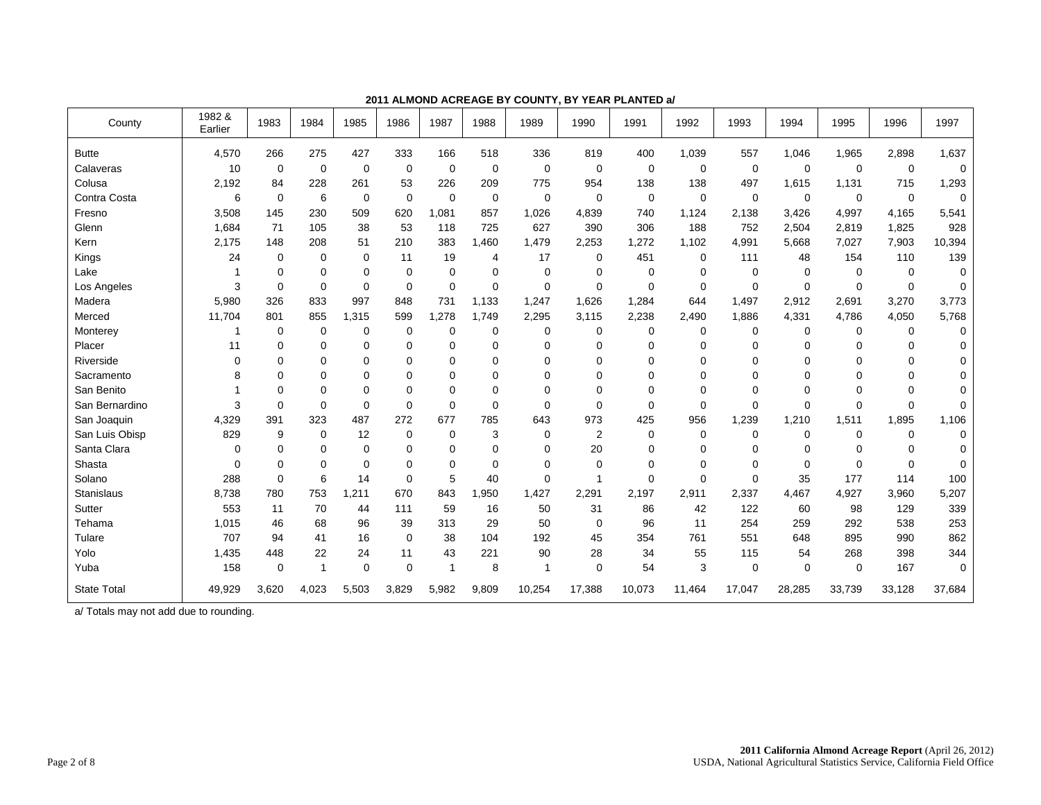**2011 ALMOND ACREAGE BY COUNTY, BY YEAR PLANTED a/**

| County | 1982 & Earlier | 1983 | 1984 | 1985 | 1986 | 1987 | 1988 | 1989 | 1990 | 1991 | 1992 | 1993 | 1994 | 1995 | 1996 | 1997 |
|---|---|---|---|---|---|---|---|---|---|---|---|---|---|---|---|---|
| Butte | 4,570 | 266 | 275 | 427 | 333 | 166 | 518 | 336 | 819 | 400 | 1,039 | 557 | 1,046 | 1,965 | 2,898 | 1,637 |
| Calaveras | 10 | 0 | 0 | 0 | 0 | 0 | 0 | 0 | 0 | 0 | 0 | 0 | 0 | 0 | 0 | 0 |
| Colusa | 2,192 | 84 | 228 | 261 | 53 | 226 | 209 | 775 | 954 | 138 | 138 | 497 | 1,615 | 1,131 | 715 | 1,293 |
| Contra Costa | 6 | 0 | 6 | 0 | 0 | 0 | 0 | 0 | 0 | 0 | 0 | 0 | 0 | 0 | 0 | 0 |
| Fresno | 3,508 | 145 | 230 | 509 | 620 | 1,081 | 857 | 1,026 | 4,839 | 740 | 1,124 | 2,138 | 3,426 | 4,997 | 4,165 | 5,541 |
| Glenn | 1,684 | 71 | 105 | 38 | 53 | 118 | 725 | 627 | 390 | 306 | 188 | 752 | 2,504 | 2,819 | 1,825 | 928 |
| Kern | 2,175 | 148 | 208 | 51 | 210 | 383 | 1,460 | 1,479 | 2,253 | 1,272 | 1,102 | 4,991 | 5,668 | 7,027 | 7,903 | 10,394 |
| Kings | 24 | 0 | 0 | 0 | 11 | 19 | 4 | 17 | 0 | 451 | 0 | 111 | 48 | 154 | 110 | 139 |
| Lake | 1 | 0 | 0 | 0 | 0 | 0 | 0 | 0 | 0 | 0 | 0 | 0 | 0 | 0 | 0 | 0 |
| Los Angeles | 3 | 0 | 0 | 0 | 0 | 0 | 0 | 0 | 0 | 0 | 0 | 0 | 0 | 0 | 0 | 0 |
| Madera | 5,980 | 326 | 833 | 997 | 848 | 731 | 1,133 | 1,247 | 1,626 | 1,284 | 644 | 1,497 | 2,912 | 2,691 | 3,270 | 3,773 |
| Merced | 11,704 | 801 | 855 | 1,315 | 599 | 1,278 | 1,749 | 2,295 | 3,115 | 2,238 | 2,490 | 1,886 | 4,331 | 4,786 | 4,050 | 5,768 |
| Monterey | 1 | 0 | 0 | 0 | 0 | 0 | 0 | 0 | 0 | 0 | 0 | 0 | 0 | 0 | 0 | 0 |
| Placer | 11 | 0 | 0 | 0 | 0 | 0 | 0 | 0 | 0 | 0 | 0 | 0 | 0 | 0 | 0 | 0 |
| Riverside | 0 | 0 | 0 | 0 | 0 | 0 | 0 | 0 | 0 | 0 | 0 | 0 | 0 | 0 | 0 | 0 |
| Sacramento | 8 | 0 | 0 | 0 | 0 | 0 | 0 | 0 | 0 | 0 | 0 | 0 | 0 | 0 | 0 | 0 |
| San Benito | 1 | 0 | 0 | 0 | 0 | 0 | 0 | 0 | 0 | 0 | 0 | 0 | 0 | 0 | 0 | 0 |
| San Bernardino | 3 | 0 | 0 | 0 | 0 | 0 | 0 | 0 | 0 | 0 | 0 | 0 | 0 | 0 | 0 | 0 |
| San Joaquin | 4,329 | 391 | 323 | 487 | 272 | 677 | 785 | 643 | 973 | 425 | 956 | 1,239 | 1,210 | 1,511 | 1,895 | 1,106 |
| San Luis Obisp | 829 | 9 | 0 | 12 | 0 | 0 | 3 | 0 | 2 | 0 | 0 | 0 | 0 | 0 | 0 | 0 |
| Santa Clara | 0 | 0 | 0 | 0 | 0 | 0 | 0 | 0 | 20 | 0 | 0 | 0 | 0 | 0 | 0 | 0 |
| Shasta | 0 | 0 | 0 | 0 | 0 | 0 | 0 | 0 | 0 | 0 | 0 | 0 | 0 | 0 | 0 | 0 |
| Solano | 288 | 0 | 6 | 14 | 0 | 5 | 40 | 0 | 1 | 0 | 0 | 0 | 35 | 177 | 114 | 100 |
| Stanislaus | 8,738 | 780 | 753 | 1,211 | 670 | 843 | 1,950 | 1,427 | 2,291 | 2,197 | 2,911 | 2,337 | 4,467 | 4,927 | 3,960 | 5,207 |
| Sutter | 553 | 11 | 70 | 44 | 111 | 59 | 16 | 50 | 31 | 86 | 42 | 122 | 60 | 98 | 129 | 339 |
| Tehama | 1,015 | 46 | 68 | 96 | 39 | 313 | 29 | 50 | 0 | 96 | 11 | 254 | 259 | 292 | 538 | 253 |
| Tulare | 707 | 94 | 41 | 16 | 0 | 38 | 104 | 192 | 45 | 354 | 761 | 551 | 648 | 895 | 990 | 862 |
| Yolo | 1,435 | 448 | 22 | 24 | 11 | 43 | 221 | 90 | 28 | 34 | 55 | 115 | 54 | 268 | 398 | 344 |
| Yuba | 158 | 0 | 1 | 0 | 0 | 1 | 8 | 1 | 0 | 54 | 3 | 0 | 0 | 0 | 167 | 0 |
| State Total | 49,929 | 3,620 | 4,023 | 5,503 | 3,829 | 5,982 | 9,809 | 10,254 | 17,388 | 10,073 | 11,464 | 17,047 | 28,285 | 33,739 | 33,128 | 37,684 |

a/ Totals may not add due to rounding.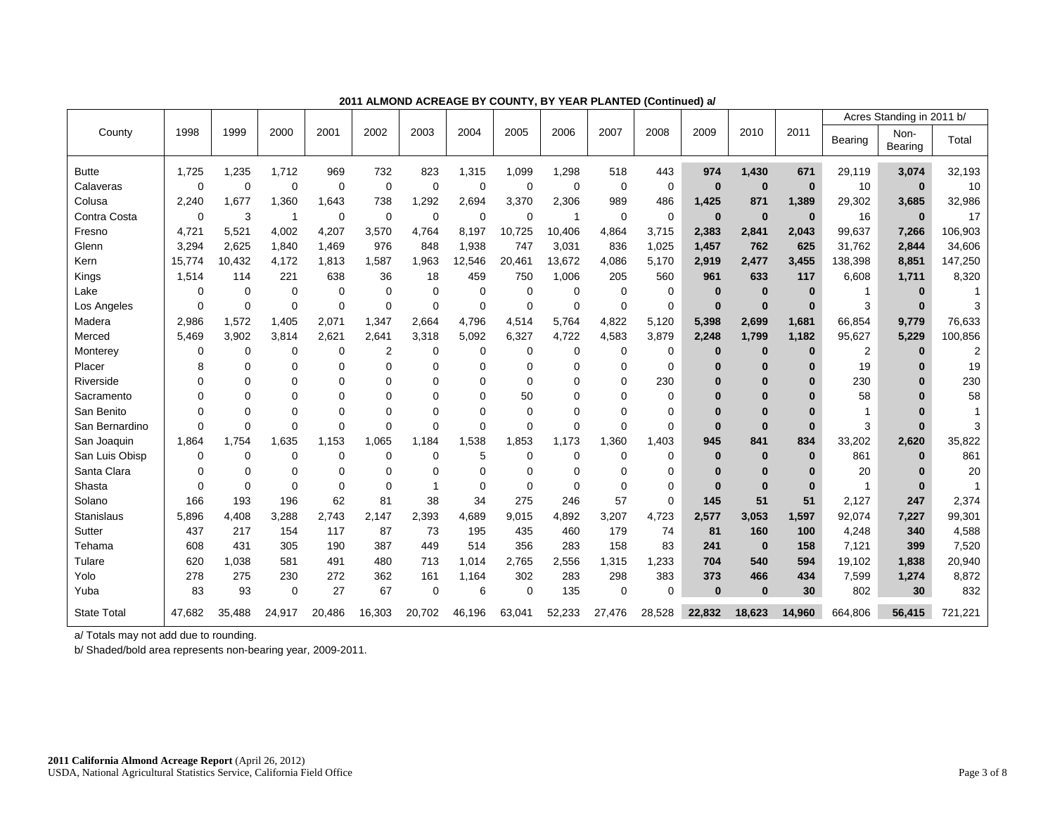**2011 ALMOND ACREAGE BY COUNTY, BY YEAR PLANTED (Continued) a/**

| County | 1998 | 1999 | 2000 | 2001 | 2002 | 2003 | 2004 | 2005 | 2006 | 2007 | 2008 | 2009 | 2010 | 2011 | Acres Standing in 2011 b/ | | |
|---|---|---|---|---|---|---|---|---|---|---|---|---|---|---|---|---|---|
| | | | | | | | | | | | | | | | Bearing | Non-Bearing | Total |
| Butte | 1,725 | 1,235 | 1,712 | 969 | 732 | 823 | 1,315 | 1,099 | 1,298 | 518 | 443 | **974** | **1,430** | **671** | 29,119 | **3,074** | 32,193 |
| Calaveras | 0 | 0 | 0 | 0 | 0 | 0 | 0 | 0 | 0 | 0 | 0 | **0** | **0** | **0** | 10 | **0** | 10 |
| Colusa | 2,240 | 1,677 | 1,360 | 1,643 | 738 | 1,292 | 2,694 | 3,370 | 2,306 | 989 | 486 | **1,425** | **871** | **1,389** | 29,302 | **3,685** | 32,986 |
| Contra Costa | 0 | 3 | 1 | 0 | 0 | 0 | 0 | 0 | 1 | 0 | 0 | **0** | **0** | **0** | 16 | **0** | 17 |
| Fresno | 4,721 | 5,521 | 4,002 | 4,207 | 3,570 | 4,764 | 8,197 | 10,725 | 10,406 | 4,864 | 3,715 | **2,383** | **2,841** | **2,043** | 99,637 | **7,266** | 106,903 |
| Glenn | 3,294 | 2,625 | 1,840 | 1,469 | 976 | 848 | 1,938 | 747 | 3,031 | 836 | 1,025 | **1,457** | **762** | **625** | 31,762 | **2,844** | 34,606 |
| Kern | 15,774 | 10,432 | 4,172 | 1,813 | 1,587 | 1,963 | 12,546 | 20,461 | 13,672 | 4,086 | 5,170 | **2,919** | **2,477** | **3,455** | 138,398 | **8,851** | 147,250 |
| Kings | 1,514 | 114 | 221 | 638 | 36 | 18 | 459 | 750 | 1,006 | 205 | 560 | **961** | **633** | **117** | 6,608 | **1,711** | 8,320 |
| Lake | 0 | 0 | 0 | 0 | 0 | 0 | 0 | 0 | 0 | 0 | 0 | **0** | **0** | **0** | 1 | **0** | 1 |
| Los Angeles | 0 | 0 | 0 | 0 | 0 | 0 | 0 | 0 | 0 | 0 | 0 | **0** | **0** | **0** | 3 | **0** | 3 |
| Madera | 2,986 | 1,572 | 1,405 | 2,071 | 1,347 | 2,664 | 4,796 | 4,514 | 5,764 | 4,822 | 5,120 | **5,398** | **2,699** | **1,681** | 66,854 | **9,779** | 76,633 |
| Merced | 5,469 | 3,902 | 3,814 | 2,621 | 2,641 | 3,318 | 5,092 | 6,327 | 4,722 | 4,583 | 3,879 | **2,248** | **1,799** | **1,182** | 95,627 | **5,229** | 100,856 |
| Monterey | 0 | 0 | 0 | 0 | 2 | 0 | 0 | 0 | 0 | 0 | 0 | **0** | **0** | **0** | 2 | **0** | 2 |
| Placer | 8 | 0 | 0 | 0 | 0 | 0 | 0 | 0 | 0 | 0 | 0 | **0** | **0** | **0** | 19 | **0** | 19 |
| Riverside | 0 | 0 | 0 | 0 | 0 | 0 | 0 | 0 | 0 | 0 | 230 | **0** | **0** | **0** | 230 | **0** | 230 |
| Sacramento | 0 | 0 | 0 | 0 | 0 | 0 | 0 | 50 | 0 | 0 | 0 | **0** | **0** | **0** | 58 | **0** | 58 |
| San Benito | 0 | 0 | 0 | 0 | 0 | 0 | 0 | 0 | 0 | 0 | 0 | **0** | **0** | **0** | 1 | **0** | 1 |
| San Bernardino | 0 | 0 | 0 | 0 | 0 | 0 | 0 | 0 | 0 | 0 | 0 | **0** | **0** | **0** | 3 | **0** | 3 |
| San Joaquin | 1,864 | 1,754 | 1,635 | 1,153 | 1,065 | 1,184 | 1,538 | 1,853 | 1,173 | 1,360 | 1,403 | **945** | **841** | **834** | 33,202 | **2,620** | 35,822 |
| San Luis Obisp | 0 | 0 | 0 | 0 | 0 | 0 | 5 | 0 | 0 | 0 | 0 | **0** | **0** | **0** | 861 | **0** | 861 |
| Santa Clara | 0 | 0 | 0 | 0 | 0 | 0 | 0 | 0 | 0 | 0 | 0 | **0** | **0** | **0** | 20 | **0** | 20 |
| Shasta | 0 | 0 | 0 | 0 | 0 | 1 | 0 | 0 | 0 | 0 | 0 | **0** | **0** | **0** | 1 | **0** | 1 |
| Solano | 166 | 193 | 196 | 62 | 81 | 38 | 34 | 275 | 246 | 57 | 0 | **145** | **51** | **51** | 2,127 | **247** | 2,374 |
| Stanislaus | 5,896 | 4,408 | 3,288 | 2,743 | 2,147 | 2,393 | 4,689 | 9,015 | 4,892 | 3,207 | 4,723 | **2,577** | **3,053** | **1,597** | 92,074 | **7,227** | 99,301 |
| Sutter | 437 | 217 | 154 | 117 | 87 | 73 | 195 | 435 | 460 | 179 | 74 | **81** | **160** | **100** | 4,248 | **340** | 4,588 |
| Tehama | 608 | 431 | 305 | 190 | 387 | 449 | 514 | 356 | 283 | 158 | 83 | **241** | **0** | **158** | 7,121 | **399** | 7,520 |
| Tulare | 620 | 1,038 | 581 | 491 | 480 | 713 | 1,014 | 2,765 | 2,556 | 1,315 | 1,233 | **704** | **540** | **594** | 19,102 | **1,838** | 20,940 |
| Yolo | 278 | 275 | 230 | 272 | 362 | 161 | 1,164 | 302 | 283 | 298 | 383 | **373** | **466** | **434** | 7,599 | **1,274** | 8,872 |
| Yuba | 83 | 93 | 0 | 27 | 67 | 0 | 6 | 0 | 135 | 0 | 0 | **0** | **0** | **30** | 802 | **30** | 832 |
| State Total | 47,682 | 35,488 | 24,917 | 20,486 | 16,303 | 20,702 | 46,196 | 63,041 | 52,233 | 27,476 | 28,528 | **22,832** | **18,623** | **14,960** | 664,806 | **56,415** | 721,221 |

a/ Totals may not add due to rounding.

b/ Shaded/bold area represents non-bearing year, 2009-2011.

**2011 California Almond Acreage Report** (April 26, 2012)
USDA, National Agricultural Statistics Service, California Field Office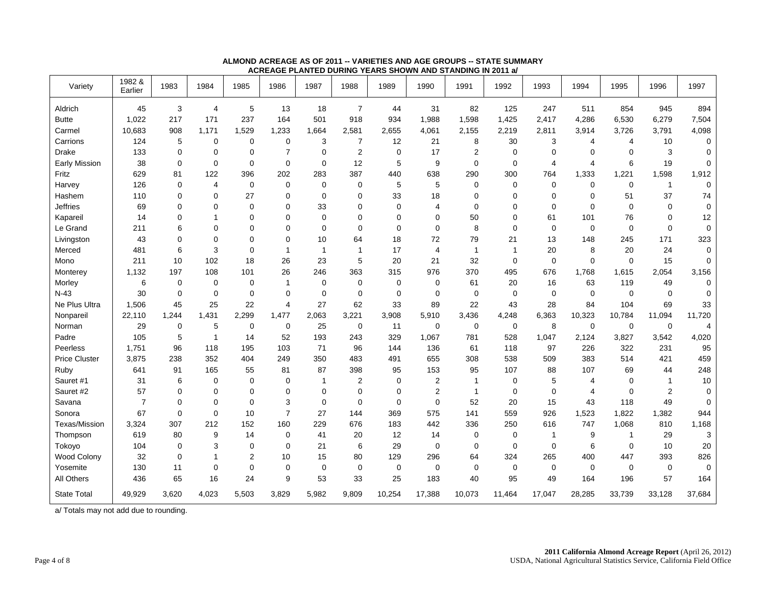**ALMOND ACREAGE AS OF 2011 -- VARIETIES AND AGE GROUPS -- STATE SUMMARY**
**ACREAGE PLANTED DURING YEARS SHOWN AND STANDING IN 2011 a/**

| Variety | 1982 & Earlier | 1983 | 1984 | 1985 | 1986 | 1987 | 1988 | 1989 | 1990 | 1991 | 1992 | 1993 | 1994 | 1995 | 1996 | 1997 |
|---|---|---|---|---|---|---|---|---|---|---|---|---|---|---|---|---|
| Aldrich | 45 | 3 | 4 | 5 | 13 | 18 | 7 | 44 | 31 | 82 | 125 | 247 | 511 | 854 | 945 | 894 |
| Butte | 1,022 | 217 | 171 | 237 | 164 | 501 | 918 | 934 | 1,988 | 1,598 | 1,425 | 2,417 | 4,286 | 6,530 | 6,279 | 7,504 |
| Carmel | 10,683 | 908 | 1,171 | 1,529 | 1,233 | 1,664 | 2,581 | 2,655 | 4,061 | 2,155 | 2,219 | 2,811 | 3,914 | 3,726 | 3,791 | 4,098 |
| Carrions | 124 | 5 | 0 | 0 | 0 | 3 | 7 | 12 | 21 | 8 | 30 | 3 | 4 | 4 | 10 | 0 |
| Drake | 133 | 0 | 0 | 0 | 7 | 0 | 2 | 0 | 17 | 2 | 0 | 0 | 0 | 0 | 3 | 0 |
| Early Mission | 38 | 0 | 0 | 0 | 0 | 0 | 12 | 5 | 9 | 0 | 0 | 4 | 4 | 6 | 19 | 0 |
| Fritz | 629 | 81 | 122 | 396 | 202 | 283 | 387 | 440 | 638 | 290 | 300 | 764 | 1,333 | 1,221 | 1,598 | 1,912 |
| Harvey | 126 | 0 | 4 | 0 | 0 | 0 | 0 | 5 | 5 | 0 | 0 | 0 | 0 | 0 | 1 | 0 |
| Hashem | 110 | 0 | 0 | 27 | 0 | 0 | 0 | 33 | 18 | 0 | 0 | 0 | 0 | 51 | 37 | 74 |
| Jeffries | 69 | 0 | 0 | 0 | 0 | 33 | 0 | 0 | 4 | 0 | 0 | 0 | 0 | 0 | 0 | 0 |
| Kapareil | 14 | 0 | 1 | 0 | 0 | 0 | 0 | 0 | 0 | 50 | 0 | 61 | 101 | 76 | 0 | 12 |
| Le Grand | 211 | 6 | 0 | 0 | 0 | 0 | 0 | 0 | 0 | 8 | 0 | 0 | 0 | 0 | 0 | 0 |
| Livingston | 43 | 0 | 0 | 0 | 0 | 10 | 64 | 18 | 72 | 79 | 21 | 13 | 148 | 245 | 171 | 323 |
| Merced | 481 | 6 | 3 | 0 | 1 | 1 | 1 | 17 | 4 | 1 | 1 | 20 | 8 | 20 | 24 | 0 |
| Mono | 211 | 10 | 102 | 18 | 26 | 23 | 5 | 20 | 21 | 32 | 0 | 0 | 0 | 0 | 15 | 0 |
| Monterey | 1,132 | 197 | 108 | 101 | 26 | 246 | 363 | 315 | 976 | 370 | 495 | 676 | 1,768 | 1,615 | 2,054 | 3,156 |
| Morley | 6 | 0 | 0 | 0 | 1 | 0 | 0 | 0 | 0 | 61 | 20 | 16 | 63 | 119 | 49 | 0 |
| N-43 | 30 | 0 | 0 | 0 | 0 | 0 | 0 | 0 | 0 | 0 | 0 | 0 | 0 | 0 | 0 | 0 |
| Ne Plus Ultra | 1,506 | 45 | 25 | 22 | 4 | 27 | 62 | 33 | 89 | 22 | 43 | 28 | 84 | 104 | 69 | 33 |
| Nonpareil | 22,110 | 1,244 | 1,431 | 2,299 | 1,477 | 2,063 | 3,221 | 3,908 | 5,910 | 3,436 | 4,248 | 6,363 | 10,323 | 10,784 | 11,094 | 11,720 |
| Norman | 29 | 0 | 5 | 0 | 0 | 25 | 0 | 11 | 0 | 0 | 0 | 8 | 0 | 0 | 0 | 4 |
| Padre | 105 | 5 | 1 | 14 | 52 | 193 | 243 | 329 | 1,067 | 781 | 528 | 1,047 | 2,124 | 3,827 | 3,542 | 4,020 |
| Peerless | 1,751 | 96 | 118 | 195 | 103 | 71 | 96 | 144 | 136 | 61 | 118 | 97 | 226 | 322 | 231 | 95 |
| Price Cluster | 3,875 | 238 | 352 | 404 | 249 | 350 | 483 | 491 | 655 | 308 | 538 | 509 | 383 | 514 | 421 | 459 |
| Ruby | 641 | 91 | 165 | 55 | 81 | 87 | 398 | 95 | 153 | 95 | 107 | 88 | 107 | 69 | 44 | 248 |
| Sauret #1 | 31 | 6 | 0 | 0 | 0 | 1 | 2 | 0 | 2 | 1 | 0 | 5 | 4 | 0 | 1 | 10 |
| Sauret #2 | 57 | 0 | 0 | 0 | 0 | 0 | 0 | 0 | 2 | 1 | 0 | 0 | 4 | 0 | 2 | 0 |
| Savana | 7 | 0 | 0 | 0 | 3 | 0 | 0 | 0 | 0 | 52 | 20 | 15 | 43 | 118 | 49 | 0 |
| Sonora | 67 | 0 | 0 | 10 | 7 | 27 | 144 | 369 | 575 | 141 | 559 | 926 | 1,523 | 1,822 | 1,382 | 944 |
| Texas/Mission | 3,324 | 307 | 212 | 152 | 160 | 229 | 676 | 183 | 442 | 336 | 250 | 616 | 747 | 1,068 | 810 | 1,168 |
| Thompson | 619 | 80 | 9 | 14 | 0 | 41 | 20 | 12 | 14 | 0 | 0 | 1 | 9 | 1 | 29 | 3 |
| Tokoyo | 104 | 0 | 3 | 0 | 0 | 21 | 6 | 29 | 0 | 0 | 0 | 0 | 6 | 0 | 10 | 20 |
| Wood Colony | 32 | 0 | 1 | 2 | 10 | 15 | 80 | 129 | 296 | 64 | 324 | 265 | 400 | 447 | 393 | 826 |
| Yosemite | 130 | 11 | 0 | 0 | 0 | 0 | 0 | 0 | 0 | 0 | 0 | 0 | 0 | 0 | 0 | 0 |
| All Others | 436 | 65 | 16 | 24 | 9 | 53 | 33 | 25 | 183 | 40 | 95 | 49 | 164 | 196 | 57 | 164 |
| State Total | 49,929 | 3,620 | 4,023 | 5,503 | 3,829 | 5,982 | 9,809 | 10,254 | 17,388 | 10,073 | 11,464 | 17,047 | 28,285 | 33,739 | 33,128 | 37,684 |

a/ Totals may not add due to rounding.

**2011 California Almond Acreage Report** (April 26, 2012)
USDA, National Agricultural Statistics Service, California Field Office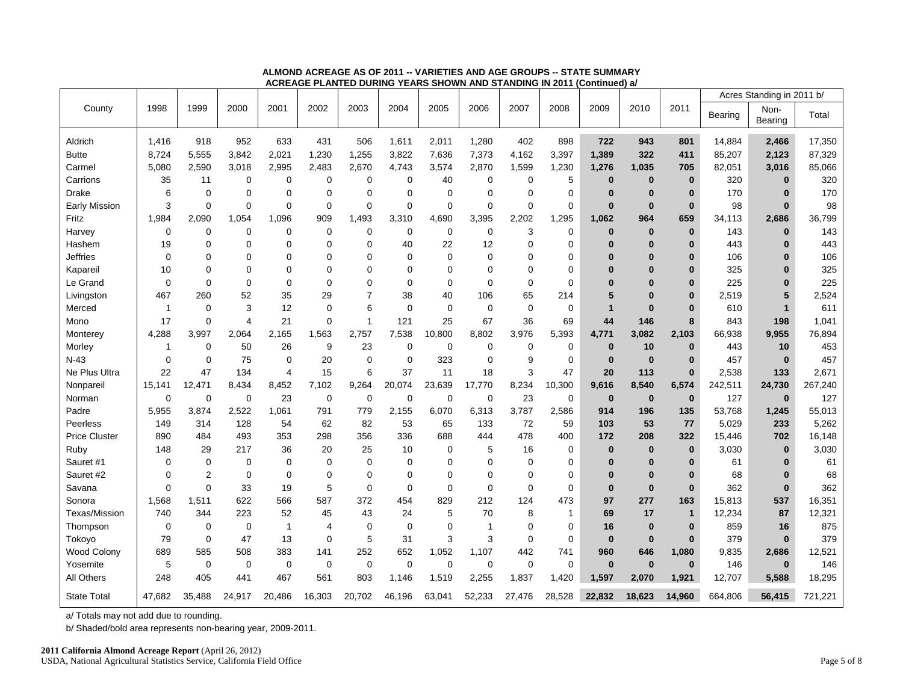**ALMOND ACREAGE AS OF 2011 -- VARIETIES AND AGE GROUPS -- STATE SUMMARY**
**ACREAGE PLANTED DURING YEARS SHOWN AND STANDING IN 2011 (Continued) a/**

| County | 1998 | 1999 | 2000 | 2001 | 2002 | 2003 | 2004 | 2005 | 2006 | 2007 | 2008 | 2009 | 2010 | 2011 | Acres Standing in 2011 b/ | | |
|---|---|---|---|---|---|---|---|---|---|---|---|---|---|---|---|---|---|
| | | | | | | | | | | | | | | | Bearing | Non-Bearing | Total |
| Aldrich | 1,416 | 918 | 952 | 633 | 431 | 506 | 1,611 | 2,011 | 1,280 | 402 | 898 | **722** | **943** | **801** | 14,884 | **2,466** | 17,350 |
| Butte | 8,724 | 5,555 | 3,842 | 2,021 | 1,230 | 1,255 | 3,822 | 7,636 | 7,373 | 4,162 | 3,397 | **1,389** | **322** | **411** | 85,207 | **2,123** | 87,329 |
| Carmel | 5,080 | 2,590 | 3,018 | 2,995 | 2,483 | 2,670 | 4,743 | 3,574 | 2,870 | 1,599 | 1,230 | **1,276** | **1,035** | **705** | 82,051 | **3,016** | 85,066 |
| Carrions | 35 | 11 | 0 | 0 | 0 | 0 | 0 | 40 | 0 | 0 | 5 | **0** | **0** | **0** | 320 | **0** | 320 |
| Drake | 6 | 0 | 0 | 0 | 0 | 0 | 0 | 0 | 0 | 0 | 0 | **0** | **0** | **0** | 170 | **0** | 170 |
| Early Mission | 3 | 0 | 0 | 0 | 0 | 0 | 0 | 0 | 0 | 0 | 0 | **0** | **0** | **0** | 98 | **0** | 98 |
| Fritz | 1,984 | 2,090 | 1,054 | 1,096 | 909 | 1,493 | 3,310 | 4,690 | 3,395 | 2,202 | 1,295 | **1,062** | **964** | **659** | 34,113 | **2,686** | 36,799 |
| Harvey | 0 | 0 | 0 | 0 | 0 | 0 | 0 | 0 | 0 | 3 | 0 | **0** | **0** | **0** | 143 | **0** | 143 |
| Hashem | 19 | 0 | 0 | 0 | 0 | 0 | 40 | 22 | 12 | 0 | 0 | **0** | **0** | **0** | 443 | **0** | 443 |
| Jeffries | 0 | 0 | 0 | 0 | 0 | 0 | 0 | 0 | 0 | 0 | 0 | **0** | **0** | **0** | 106 | **0** | 106 |
| Kapareil | 10 | 0 | 0 | 0 | 0 | 0 | 0 | 0 | 0 | 0 | 0 | **0** | **0** | **0** | 325 | **0** | 325 |
| Le Grand | 0 | 0 | 0 | 0 | 0 | 0 | 0 | 0 | 0 | 0 | 0 | **0** | **0** | **0** | 225 | **0** | 225 |
| Livingston | 467 | 260 | 52 | 35 | 29 | 7 | 38 | 40 | 106 | 65 | 214 | **5** | **0** | **0** | 2,519 | **5** | 2,524 |
| Merced | 1 | 0 | 3 | 12 | 0 | 6 | 0 | 0 | 0 | 0 | 0 | **1** | **0** | **0** | 610 | **1** | 611 |
| Mono | 17 | 0 | 4 | 21 | 0 | 1 | 121 | 25 | 67 | 36 | 69 | **44** | **146** | **8** | 843 | **198** | 1,041 |
| Monterey | 4,288 | 3,997 | 2,064 | 2,165 | 1,563 | 2,757 | 7,538 | 10,800 | 8,802 | 3,976 | 5,393 | **4,771** | **3,082** | **2,103** | 66,938 | **9,955** | 76,894 |
| Morley | 1 | 0 | 50 | 26 | 9 | 23 | 0 | 0 | 0 | 0 | 0 | **0** | **10** | **0** | 443 | **10** | 453 |
| N-43 | 0 | 0 | 75 | 0 | 20 | 0 | 0 | 323 | 0 | 9 | 0 | **0** | **0** | **0** | 457 | **0** | 457 |
| Ne Plus Ultra | 22 | 47 | 134 | 4 | 15 | 6 | 37 | 11 | 18 | 3 | 47 | **20** | **113** | **0** | 2,538 | **133** | 2,671 |
| Nonpareil | 15,141 | 12,471 | 8,434 | 8,452 | 7,102 | 9,264 | 20,074 | 23,639 | 17,770 | 8,234 | 10,300 | **9,616** | **8,540** | **6,574** | 242,511 | **24,730** | 267,240 |
| Norman | 0 | 0 | 0 | 23 | 0 | 0 | 0 | 0 | 0 | 23 | 0 | **0** | **0** | **0** | 127 | **0** | 127 |
| Padre | 5,955 | 3,874 | 2,522 | 1,061 | 791 | 779 | 2,155 | 6,070 | 6,313 | 3,787 | 2,586 | **914** | **196** | **135** | 53,768 | **1,245** | 55,013 |
| Peerless | 149 | 314 | 128 | 54 | 62 | 82 | 53 | 65 | 133 | 72 | 59 | **103** | **53** | **77** | 5,029 | **233** | 5,262 |
| Price Cluster | 890 | 484 | 493 | 353 | 298 | 356 | 336 | 688 | 444 | 478 | 400 | **172** | **208** | **322** | 15,446 | **702** | 16,148 |
| Ruby | 148 | 29 | 217 | 36 | 20 | 25 | 10 | 0 | 5 | 16 | 0 | **0** | **0** | **0** | 3,030 | **0** | 3,030 |
| Sauret #1 | 0 | 0 | 0 | 0 | 0 | 0 | 0 | 0 | 0 | 0 | 0 | **0** | **0** | **0** | 61 | **0** | 61 |
| Sauret #2 | 0 | 2 | 0 | 0 | 0 | 0 | 0 | 0 | 0 | 0 | 0 | **0** | **0** | **0** | 68 | **0** | 68 |
| Savana | 0 | 0 | 33 | 19 | 5 | 0 | 0 | 0 | 0 | 0 | 0 | **0** | **0** | **0** | 362 | **0** | 362 |
| Sonora | 1,568 | 1,511 | 622 | 566 | 587 | 372 | 454 | 829 | 212 | 124 | 473 | **97** | **277** | **163** | 15,813 | **537** | 16,351 |
| Texas/Mission | 740 | 344 | 223 | 52 | 45 | 43 | 24 | 5 | 70 | 8 | 1 | **69** | **17** | **1** | 12,234 | **87** | 12,321 |
| Thompson | 0 | 0 | 0 | 1 | 4 | 0 | 0 | 0 | 1 | 0 | 0 | **16** | **0** | **0** | 859 | **16** | 875 |
| Tokoyo | 79 | 0 | 47 | 13 | 0 | 5 | 31 | 3 | 3 | 0 | 0 | **0** | **0** | **0** | 379 | **0** | 379 |
| Wood Colony | 689 | 585 | 508 | 383 | 141 | 252 | 652 | 1,052 | 1,107 | 442 | 741 | **960** | **646** | **1,080** | 9,835 | **2,686** | 12,521 |
| Yosemite | 5 | 0 | 0 | 0 | 0 | 0 | 0 | 0 | 0 | 0 | 0 | **0** | **0** | **0** | 146 | **0** | 146 |
| All Others | 248 | 405 | 441 | 467 | 561 | 803 | 1,146 | 1,519 | 2,255 | 1,837 | 1,420 | **1,597** | **2,070** | **1,921** | 12,707 | **5,588** | 18,295 |
| State Total | 47,682 | 35,488 | 24,917 | 20,486 | 16,303 | 20,702 | 46,196 | 63,041 | 52,233 | 27,476 | 28,528 | **22,832** | **18,623** | **14,960** | 664,806 | **56,415** | 721,221 |

a/ Totals may not add due to rounding.

b/ Shaded/bold area represents non-bearing year, 2009-2011.

**2011 California Almond Acreage Report** (April 26, 2012)
USDA, National Agricultural Statistics Service, California Field Office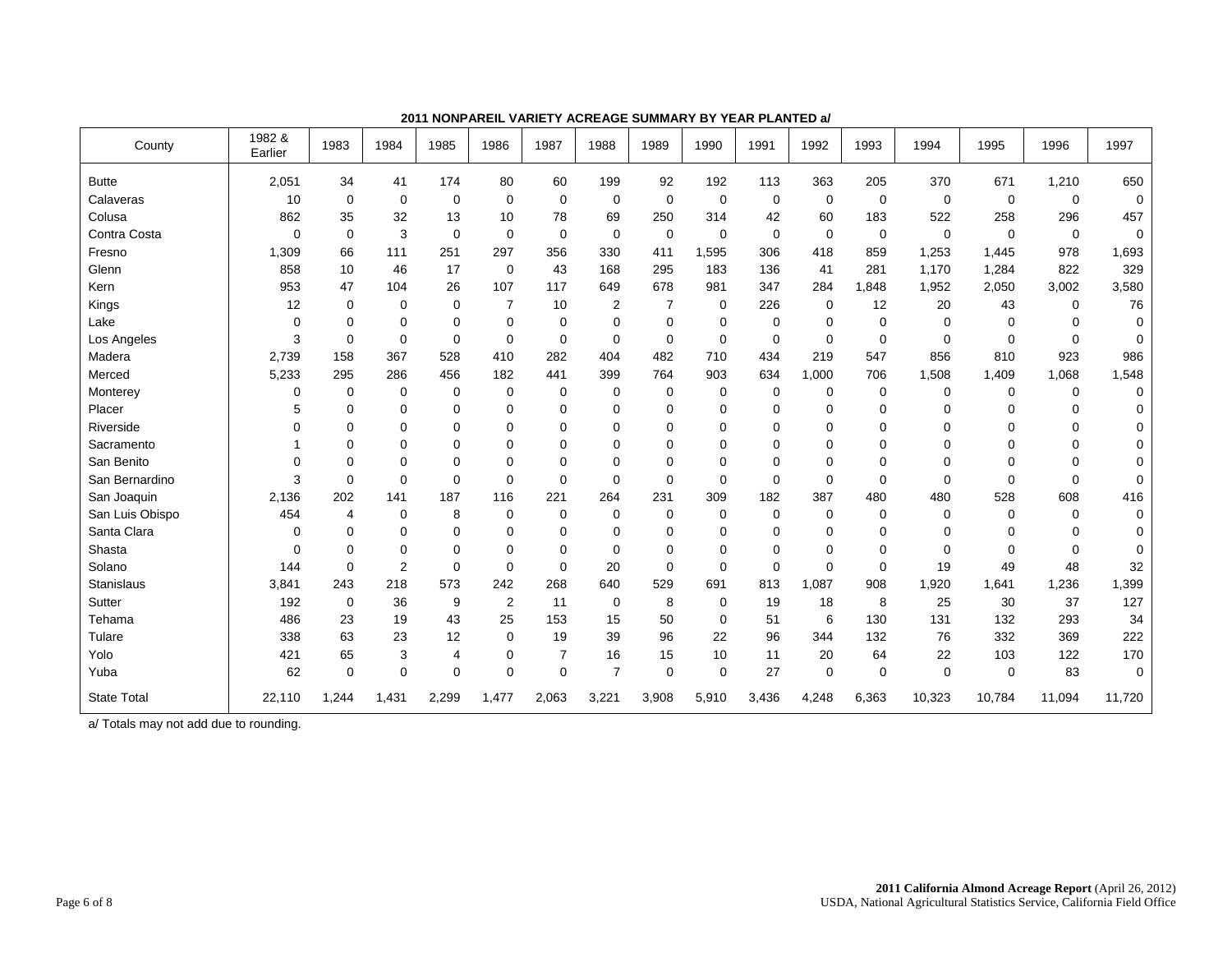**2011 NONPAREIL VARIETY ACREAGE SUMMARY BY YEAR PLANTED a/**

| County | 1982 & Earlier | 1983 | 1984 | 1985 | 1986 | 1987 | 1988 | 1989 | 1990 | 1991 | 1992 | 1993 | 1994 | 1995 | 1996 | 1997 |
|---|---|---|---|---|---|---|---|---|---|---|---|---|---|---|---|---|
| Butte | 2,051 | 34 | 41 | 174 | 80 | 60 | 199 | 92 | 192 | 113 | 363 | 205 | 370 | 671 | 1,210 | 650 |
| Calaveras | 10 | 0 | 0 | 0 | 0 | 0 | 0 | 0 | 0 | 0 | 0 | 0 | 0 | 0 | 0 | 0 |
| Colusa | 862 | 35 | 32 | 13 | 10 | 78 | 69 | 250 | 314 | 42 | 60 | 183 | 522 | 258 | 296 | 457 |
| Contra Costa | 0 | 0 | 3 | 0 | 0 | 0 | 0 | 0 | 0 | 0 | 0 | 0 | 0 | 0 | 0 | 0 |
| Fresno | 1,309 | 66 | 111 | 251 | 297 | 356 | 330 | 411 | 1,595 | 306 | 418 | 859 | 1,253 | 1,445 | 978 | 1,693 |
| Glenn | 858 | 10 | 46 | 17 | 0 | 43 | 168 | 295 | 183 | 136 | 41 | 281 | 1,170 | 1,284 | 822 | 329 |
| Kern | 953 | 47 | 104 | 26 | 107 | 117 | 649 | 678 | 981 | 347 | 284 | 1,848 | 1,952 | 2,050 | 3,002 | 3,580 |
| Kings | 12 | 0 | 0 | 0 | 7 | 10 | 2 | 7 | 0 | 226 | 0 | 12 | 20 | 43 | 0 | 76 |
| Lake | 0 | 0 | 0 | 0 | 0 | 0 | 0 | 0 | 0 | 0 | 0 | 0 | 0 | 0 | 0 | 0 |
| Los Angeles | 3 | 0 | 0 | 0 | 0 | 0 | 0 | 0 | 0 | 0 | 0 | 0 | 0 | 0 | 0 | 0 |
| Madera | 2,739 | 158 | 367 | 528 | 410 | 282 | 404 | 482 | 710 | 434 | 219 | 547 | 856 | 810 | 923 | 986 |
| Merced | 5,233 | 295 | 286 | 456 | 182 | 441 | 399 | 764 | 903 | 634 | 1,000 | 706 | 1,508 | 1,409 | 1,068 | 1,548 |
| Monterey | 0 | 0 | 0 | 0 | 0 | 0 | 0 | 0 | 0 | 0 | 0 | 0 | 0 | 0 | 0 | 0 |
| Placer | 5 | 0 | 0 | 0 | 0 | 0 | 0 | 0 | 0 | 0 | 0 | 0 | 0 | 0 | 0 | 0 |
| Riverside | 0 | 0 | 0 | 0 | 0 | 0 | 0 | 0 | 0 | 0 | 0 | 0 | 0 | 0 | 0 | 0 |
| Sacramento | 1 | 0 | 0 | 0 | 0 | 0 | 0 | 0 | 0 | 0 | 0 | 0 | 0 | 0 | 0 | 0 |
| San Benito | 0 | 0 | 0 | 0 | 0 | 0 | 0 | 0 | 0 | 0 | 0 | 0 | 0 | 0 | 0 | 0 |
| San Bernardino | 3 | 0 | 0 | 0 | 0 | 0 | 0 | 0 | 0 | 0 | 0 | 0 | 0 | 0 | 0 | 0 |
| San Joaquin | 2,136 | 202 | 141 | 187 | 116 | 221 | 264 | 231 | 309 | 182 | 387 | 480 | 480 | 528 | 608 | 416 |
| San Luis Obispo | 454 | 4 | 0 | 8 | 0 | 0 | 0 | 0 | 0 | 0 | 0 | 0 | 0 | 0 | 0 | 0 |
| Santa Clara | 0 | 0 | 0 | 0 | 0 | 0 | 0 | 0 | 0 | 0 | 0 | 0 | 0 | 0 | 0 | 0 |
| Shasta | 0 | 0 | 0 | 0 | 0 | 0 | 0 | 0 | 0 | 0 | 0 | 0 | 0 | 0 | 0 | 0 |
| Solano | 144 | 0 | 2 | 0 | 0 | 0 | 20 | 0 | 0 | 0 | 0 | 0 | 19 | 49 | 48 | 32 |
| Stanislaus | 3,841 | 243 | 218 | 573 | 242 | 268 | 640 | 529 | 691 | 813 | 1,087 | 908 | 1,920 | 1,641 | 1,236 | 1,399 |
| Sutter | 192 | 0 | 36 | 9 | 2 | 11 | 0 | 8 | 0 | 19 | 18 | 8 | 25 | 30 | 37 | 127 |
| Tehama | 486 | 23 | 19 | 43 | 25 | 153 | 15 | 50 | 0 | 51 | 6 | 130 | 131 | 132 | 293 | 34 |
| Tulare | 338 | 63 | 23 | 12 | 0 | 19 | 39 | 96 | 22 | 96 | 344 | 132 | 76 | 332 | 369 | 222 |
| Yolo | 421 | 65 | 3 | 4 | 0 | 7 | 16 | 15 | 10 | 11 | 20 | 64 | 22 | 103 | 122 | 170 |
| Yuba | 62 | 0 | 0 | 0 | 0 | 0 | 7 | 0 | 0 | 27 | 0 | 0 | 0 | 0 | 83 | 0 |
| State Total | 22,110 | 1,244 | 1,431 | 2,299 | 1,477 | 2,063 | 3,221 | 3,908 | 5,910 | 3,436 | 4,248 | 6,363 | 10,323 | 10,784 | 11,094 | 11,720 |

a/ Totals may not add due to rounding.

**2011 California Almond Acreage Report** (April 26, 2012)
USDA, National Agricultural Statistics Service, California Field Office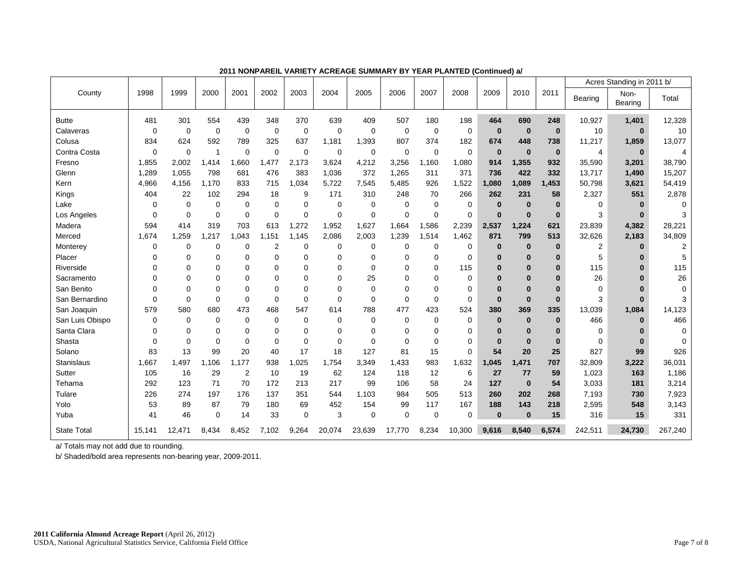## 2011 NONPAREIL VARIETY ACREAGE SUMMARY BY YEAR PLANTED (Continued) a/

| County | 1998 | 1999 | 2000 | 2001 | 2002 | 2003 | 2004 | 2005 | 2006 | 2007 | 2008 | 2009 | 2010 | 2011 | Acres Standing in 2011 b/ | | |
|---|---|---|---|---|---|---|---|---|---|---|---|---|---|---|---|---|---|
| | | | | | | | | | | | | | | | Bearing | Non-Bearing | Total |
| Butte | 481 | 301 | 554 | 439 | 348 | 370 | 639 | 409 | 507 | 180 | 198 | **464** | **690** | **248** | 10,927 | **1,401** | 12,328 |
| Calaveras | 0 | 0 | 0 | 0 | 0 | 0 | 0 | 0 | 0 | 0 | 0 | **0** | **0** | **0** | 10 | **0** | 10 |
| Colusa | 834 | 624 | 592 | 789 | 325 | 637 | 1,181 | 1,393 | 807 | 374 | 182 | **674** | **448** | **738** | 11,217 | **1,859** | 13,077 |
| Contra Costa | 0 | 0 | 1 | 0 | 0 | 0 | 0 | 0 | 0 | 0 | 0 | **0** | **0** | **0** | 4 | **0** | 4 |
| Fresno | 1,855 | 2,002 | 1,414 | 1,660 | 1,477 | 2,173 | 3,624 | 4,212 | 3,256 | 1,160 | 1,080 | **914** | **1,355** | **932** | 35,590 | **3,201** | 38,790 |
| Glenn | 1,289 | 1,055 | 798 | 681 | 476 | 383 | 1,036 | 372 | 1,265 | 311 | 371 | **736** | **422** | **332** | 13,717 | **1,490** | 15,207 |
| Kern | 4,966 | 4,156 | 1,170 | 833 | 715 | 1,034 | 5,722 | 7,545 | 5,485 | 926 | 1,522 | **1,080** | **1,089** | **1,453** | 50,798 | **3,621** | 54,419 |
| Kings | 404 | 22 | 102 | 294 | 18 | 9 | 171 | 310 | 248 | 70 | 266 | **262** | **231** | **58** | 2,327 | **551** | 2,878 |
| Lake | 0 | 0 | 0 | 0 | 0 | 0 | 0 | 0 | 0 | 0 | 0 | **0** | **0** | **0** | 0 | **0** | 0 |
| Los Angeles | 0 | 0 | 0 | 0 | 0 | 0 | 0 | 0 | 0 | 0 | 0 | **0** | **0** | **0** | 3 | **0** | 3 |
| Madera | 594 | 414 | 319 | 703 | 613 | 1,272 | 1,952 | 1,627 | 1,664 | 1,586 | 2,239 | **2,537** | **1,224** | **621** | 23,839 | **4,382** | 28,221 |
| Merced | 1,674 | 1,259 | 1,217 | 1,043 | 1,151 | 1,145 | 2,086 | 2,003 | 1,239 | 1,514 | 1,462 | **871** | **799** | **513** | 32,626 | **2,183** | 34,809 |
| Monterey | 0 | 0 | 0 | 0 | 2 | 0 | 0 | 0 | 0 | 0 | 0 | **0** | **0** | **0** | 2 | **0** | 2 |
| Placer | 0 | 0 | 0 | 0 | 0 | 0 | 0 | 0 | 0 | 0 | 0 | **0** | **0** | **0** | 5 | **0** | 5 |
| Riverside | 0 | 0 | 0 | 0 | 0 | 0 | 0 | 0 | 0 | 0 | 115 | **0** | **0** | **0** | 115 | **0** | 115 |
| Sacramento | 0 | 0 | 0 | 0 | 0 | 0 | 0 | 25 | 0 | 0 | 0 | **0** | **0** | **0** | 26 | **0** | 26 |
| San Benito | 0 | 0 | 0 | 0 | 0 | 0 | 0 | 0 | 0 | 0 | 0 | **0** | **0** | **0** | 0 | **0** | 0 |
| San Bernardino | 0 | 0 | 0 | 0 | 0 | 0 | 0 | 0 | 0 | 0 | 0 | **0** | **0** | **0** | 3 | **0** | 3 |
| San Joaquin | 579 | 580 | 680 | 473 | 468 | 547 | 614 | 788 | 477 | 423 | 524 | **380** | **369** | **335** | 13,039 | **1,084** | 14,123 |
| San Luis Obispo | 0 | 0 | 0 | 0 | 0 | 0 | 0 | 0 | 0 | 0 | 0 | **0** | **0** | **0** | 466 | **0** | 466 |
| Santa Clara | 0 | 0 | 0 | 0 | 0 | 0 | 0 | 0 | 0 | 0 | 0 | **0** | **0** | **0** | 0 | **0** | 0 |
| Shasta | 0 | 0 | 0 | 0 | 0 | 0 | 0 | 0 | 0 | 0 | 0 | **0** | **0** | **0** | 0 | **0** | 0 |
| Solano | 83 | 13 | 99 | 20 | 40 | 17 | 18 | 127 | 81 | 15 | 0 | **54** | **20** | **25** | 827 | **99** | 926 |
| Stanislaus | 1,667 | 1,497 | 1,106 | 1,177 | 938 | 1,025 | 1,754 | 3,349 | 1,433 | 983 | 1,632 | **1,045** | **1,471** | **707** | 32,809 | **3,222** | 36,031 |
| Sutter | 105 | 16 | 29 | 2 | 10 | 19 | 62 | 124 | 118 | 12 | 6 | **27** | **77** | **59** | 1,023 | **163** | 1,186 |
| Tehama | 292 | 123 | 71 | 70 | 172 | 213 | 217 | 99 | 106 | 58 | 24 | **127** | **0** | **54** | 3,033 | **181** | 3,214 |
| Tulare | 226 | 274 | 197 | 176 | 137 | 351 | 544 | 1,103 | 984 | 505 | 513 | **260** | **202** | **268** | 7,193 | **730** | 7,923 |
| Yolo | 53 | 89 | 87 | 79 | 180 | 69 | 452 | 154 | 99 | 117 | 167 | **188** | **143** | **218** | 2,595 | **548** | 3,143 |
| Yuba | 41 | 46 | 0 | 14 | 33 | 0 | 3 | 0 | 0 | 0 | 0 | **0** | **0** | **15** | 316 | **15** | 331 |
| State Total | 15,141 | 12,471 | 8,434 | 8,452 | 7,102 | 9,264 | 20,074 | 23,639 | 17,770 | 8,234 | 10,300 | **9,616** | **8,540** | **6,574** | 242,511 | **24,730** | 267,240 |

a/ Totals may not add due to rounding.

b/ Shaded/bold area represents non-bearing year, 2009-2011.

**2011 California Almond Acreage Report** (April 26, 2012)
USDA, National Agricultural Statistics Service, California Field Office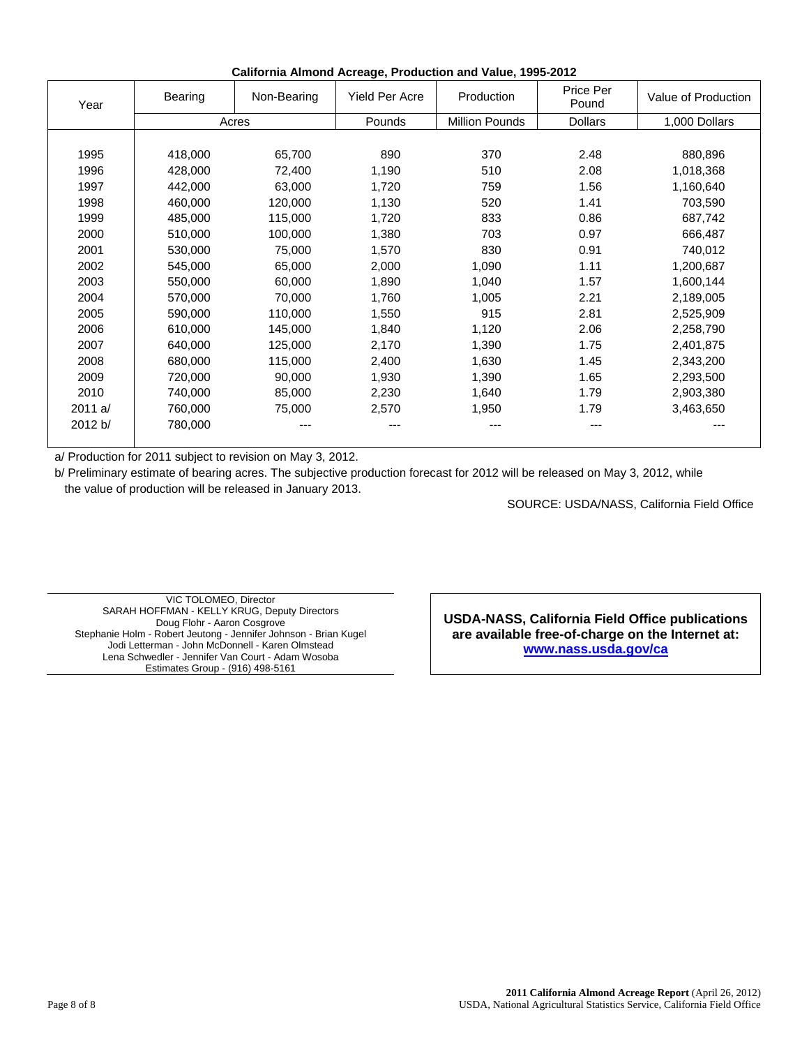**California Almond Acreage, Production and Value, 1995-2012**

| Year | Bearing | Non-Bearing | Yield Per Acre | Production | Price Per Pound | Value of Production |
|---|---|---|---|---|---|---|
| | Acres | | Pounds | Million Pounds | Dollars | 1,000 Dollars |
| 1995 | 418,000 | 65,700 | 890 | 370 | 2.48 | 880,896 |
| 1996 | 428,000 | 72,400 | 1,190 | 510 | 2.08 | 1,018,368 |
| 1997 | 442,000 | 63,000 | 1,720 | 759 | 1.56 | 1,160,640 |
| 1998 | 460,000 | 120,000 | 1,130 | 520 | 1.41 | 703,590 |
| 1999 | 485,000 | 115,000 | 1,720 | 833 | 0.86 | 687,742 |
| 2000 | 510,000 | 100,000 | 1,380 | 703 | 0.97 | 666,487 |
| 2001 | 530,000 | 75,000 | 1,570 | 830 | 0.91 | 740,012 |
| 2002 | 545,000 | 65,000 | 2,000 | 1,090 | 1.11 | 1,200,687 |
| 2003 | 550,000 | 60,000 | 1,890 | 1,040 | 1.57 | 1,600,144 |
| 2004 | 570,000 | 70,000 | 1,760 | 1,005 | 2.21 | 2,189,005 |
| 2005 | 590,000 | 110,000 | 1,550 | 915 | 2.81 | 2,525,909 |
| 2006 | 610,000 | 145,000 | 1,840 | 1,120 | 2.06 | 2,258,790 |
| 2007 | 640,000 | 125,000 | 2,170 | 1,390 | 1.75 | 2,401,875 |
| 2008 | 680,000 | 115,000 | 2,400 | 1,630 | 1.45 | 2,343,200 |
| 2009 | 720,000 | 90,000 | 1,930 | 1,390 | 1.65 | 2,293,500 |
| 2010 | 740,000 | 85,000 | 2,230 | 1,640 | 1.79 | 2,903,380 |
| 2011 a/ | 760,000 | 75,000 | 2,570 | 1,950 | 1.79 | 3,463,650 |
| 2012 b/ | 780,000 | --- | --- | --- | --- | --- |

a/ Production for 2011 subject to revision on May 3, 2012.

b/ Preliminary estimate of bearing acres. The subjective production forecast for 2012 will be released on May 3, 2012, while the value of production will be released in January 2013.

SOURCE: USDA/NASS, California Field Office

VIC TOLOMEO, Director
SARAH HOFFMAN - KELLY KRUG, Deputy Directors
Doug Flohr - Aaron Cosgrove
Stephanie Holm - Robert Jeutong - Jennifer Johnson - Brian Kugel
Jodi Letterman - John McDonnell - Karen Olmstead
Lena Schwedler - Jennifer Van Court - Adam Wosoba
Estimates Group - (916) 498-5161

**USDA-NASS, California Field Office publications are available free-of-charge on the Internet at: www.nass.usda.gov/ca**